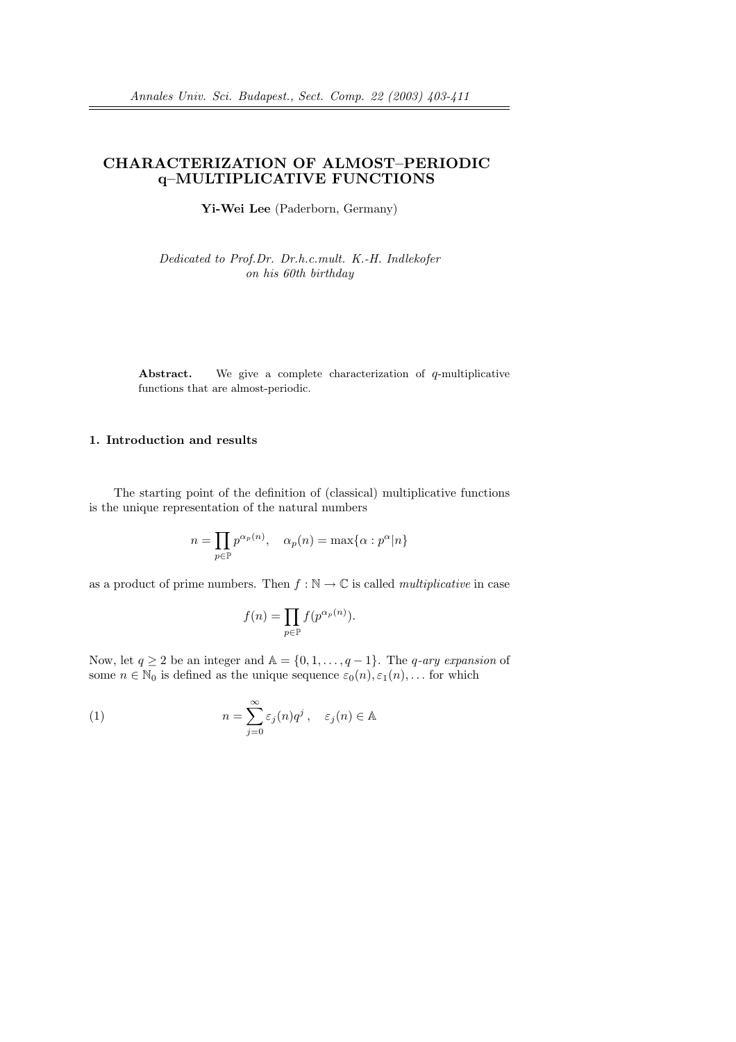# CHARACTERIZATION OF ALMOST–PERIODIC q–MULTIPLICATIVE FUNCTIONS

**Yi-Wei Lee** (Paderborn, Germany)

*Dedicated to Prof.Dr. Dr.h.c.mult. K.-H. Indlekofer on his 60th birthday*

**Abstract.** We give a complete characterization of $q$-multiplicative functions that are almost-periodic.

## 1. Introduction and results

The starting point of the definition of (classical) multiplicative functions is the unique representation of the natural numbers

$$n = \prod_{p \in \mathbb{P}} p^{\alpha_p(n)}, \quad \alpha_p(n) = \max\{\alpha : p^\alpha | n\}$$

as a product of prime numbers. Then $f : \mathbb{N} \to \mathbb{C}$ is called *multiplicative* in case

$$f(n) = \prod_{p \in \mathbb{P}} f(p^{\alpha_p(n)}).$$

Now, let $q \geq 2$ be an integer and $\mathbb{A} = \{0, 1, \ldots, q-1\}$. The *q-ary expansion* of some $n \in \mathbb{N}_0$ is defined as the unique sequence $\varepsilon_0(n), \varepsilon_1(n), \ldots$ for which

$$n = \sum_{j=0}^{\infty} \varepsilon_j(n) q^j, \quad \varepsilon_j(n) \in \mathbb{A} \tag{1}$$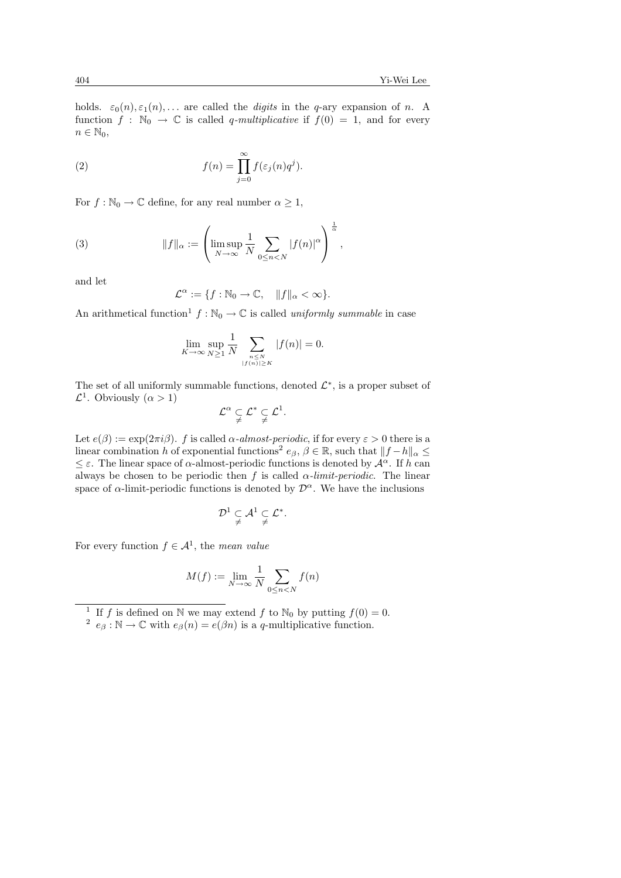holds. $\varepsilon_0(n), \varepsilon_1(n), \ldots$ are called the *digits* in the $q$-ary expansion of $n$. A function $f : \mathbb{N}_0 \to \mathbb{C}$ is called *$q$-multiplicative* if $f(0) = 1$, and for every $n \in \mathbb{N}_0$,

$$f(n) = \prod_{j=0}^{\infty} f(\varepsilon_j(n) q^j). \tag{2}$$

For $f : \mathbb{N}_0 \to \mathbb{C}$ define, for any real number $\alpha \geq 1$,

$$\|f\|_\alpha := \left( \limsup_{N \to \infty} \frac{1}{N} \sum_{0 \leq n < N} |f(n)|^\alpha \right)^{\frac{1}{\alpha}}, \tag{3}$$

and let

$$\mathcal{L}^\alpha := \{ f : \mathbb{N}_0 \to \mathbb{C}, \quad \|f\|_\alpha < \infty \}.$$

An arithmetical function[1] $f : \mathbb{N}_0 \to \mathbb{C}$ is called *uniformly summable* in case

$$\lim_{K \to \infty} \sup_{N \geq 1} \frac{1}{N} \sum_{\substack{n \leq N \\ |f(n)| \geq K}} |f(n)| = 0.$$

The set of all uniformly summable functions, denoted $\mathcal{L}^*$, is a proper subset of $\mathcal{L}^1$. Obviously ($\alpha > 1$)

$$\mathcal{L}^\alpha \subsetneq \mathcal{L}^* \subsetneq \mathcal{L}^1.$$

Let $e(\beta) := \exp(2\pi i \beta)$. $f$ is called *$\alpha$-almost-periodic*, if for every $\varepsilon > 0$ there is a linear combination $h$ of exponential functions[2] $e_\beta$, $\beta \in \mathbb{R}$, such that $\|f - h\|_\alpha \leq \varepsilon$. The linear space of $\alpha$-almost-periodic functions is denoted by $\mathcal{A}^\alpha$. If $h$ can always be chosen to be periodic then $f$ is called *$\alpha$-limit-periodic*. The linear space of $\alpha$-limit-periodic functions is denoted by $\mathcal{D}^\alpha$. We have the inclusions

$$\mathcal{D}^1 \subsetneq \mathcal{A}^1 \subsetneq \mathcal{L}^*.$$

For every function $f \in \mathcal{A}^1$, the *mean value*

$$M(f) := \lim_{N \to \infty} \frac{1}{N} \sum_{0 \leq n < N} f(n)$$

---

[1] If $f$ is defined on $\mathbb{N}$ we may extend $f$ to $\mathbb{N}_0$ by putting $f(0) = 0$.

[2] $e_\beta : \mathbb{N} \to \mathbb{C}$ with $e_\beta(n) = e(\beta n)$ is a $q$-multiplicative function.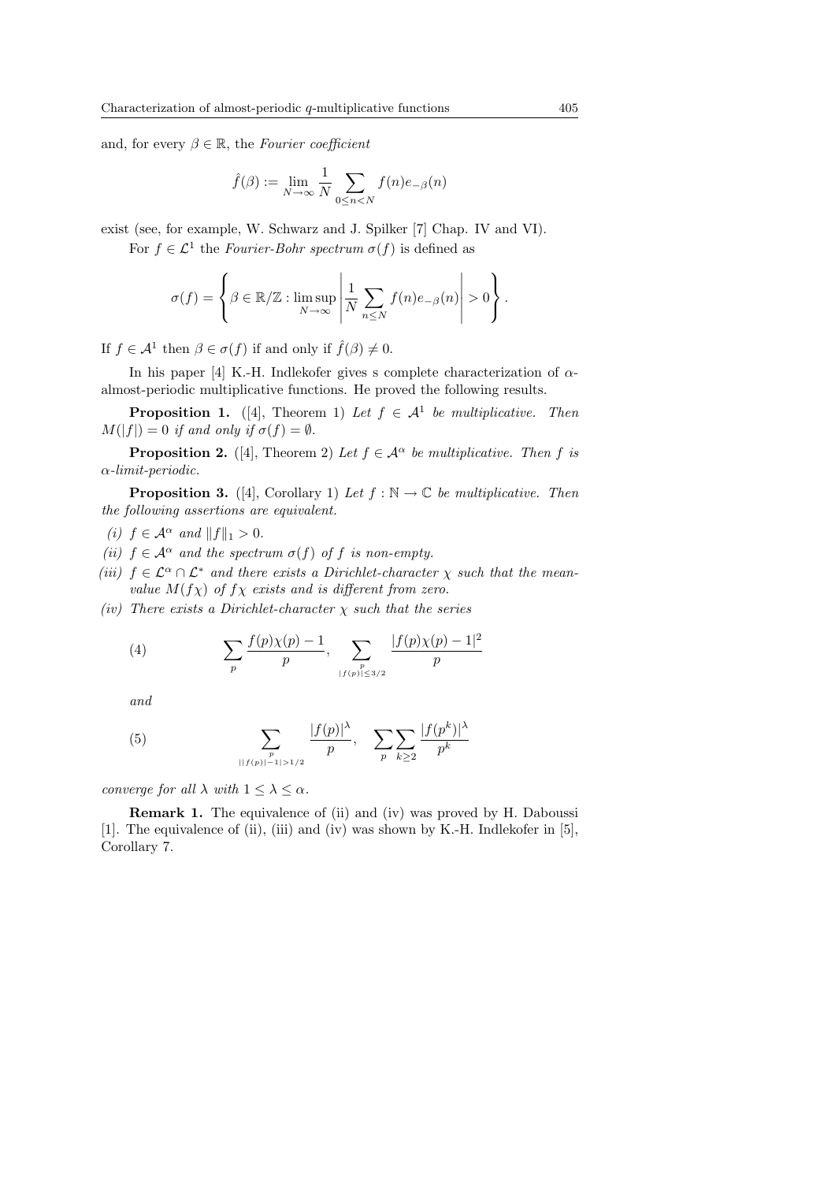and, for every $\beta \in \mathbb{R}$, the *Fourier coefficient*

$$\hat{f}(\beta) := \lim_{N\to\infty} \frac{1}{N} \sum_{0\le n<N} f(n)e_{-\beta}(n)$$

exist (see, for example, W. Schwarz and J. Spilker [7] Chap. IV and VI).

For $f \in \mathcal{L}^1$ the *Fourier-Bohr spectrum* $\sigma(f)$ is defined as

$$\sigma(f) = \left\{ \beta \in \mathbb{R}/\mathbb{Z} : \limsup_{N\to\infty} \left| \frac{1}{N} \sum_{n\le N} f(n)e_{-\beta}(n) \right| > 0 \right\}.$$

If $f \in \mathcal{A}^1$ then $\beta \in \sigma(f)$ if and only if $\hat{f}(\beta) \neq 0$.

In his paper [4] K.-H. Indlekofer gives s complete characterization of $\alpha$-almost-periodic multiplicative functions. He proved the following results.

**Proposition 1.** ([4], Theorem 1) *Let $f \in \mathcal{A}^1$ be multiplicative. Then $M(|f|) = 0$ if and only if $\sigma(f) = \emptyset$.*

**Proposition 2.** ([4], Theorem 2) *Let $f \in \mathcal{A}^\alpha$ be multiplicative. Then $f$ is $\alpha$-limit-periodic.*

**Proposition 3.** ([4], Corollary 1) *Let $f : \mathbb{N} \to \mathbb{C}$ be multiplicative. Then the following assertions are equivalent.*

*(i) $f \in \mathcal{A}^\alpha$ and $\|f\|_1 > 0$.*

*(ii) $f \in \mathcal{A}^\alpha$ and the spectrum $\sigma(f)$ of $f$ is non-empty.*

*(iii) $f \in \mathcal{L}^\alpha \cap \mathcal{L}^*$ and there exists a Dirichlet-character $\chi$ such that the mean-value $M(f\chi)$ of $f\chi$ exists and is different from zero.*

*(iv) There exists a Dirichlet-character $\chi$ such that the series*

$$\sum_{p} \frac{f(p)\chi(p) - 1}{p}, \quad \sum_{\substack{p \\ |f(p)|\le 3/2}} \frac{|f(p)\chi(p) - 1|^2}{p} \tag{4}$$

*and*

$$\sum_{\substack{p \\ ||f(p)|-1|>1/2}} \frac{|f(p)|^\lambda}{p}, \quad \sum_{p} \sum_{k\ge 2} \frac{|f(p^k)|^\lambda}{p^k} \tag{5}$$

*converge for all $\lambda$ with $1 \le \lambda \le \alpha$.*

**Remark 1.** The equivalence of (ii) and (iv) was proved by H. Daboussi [1]. The equivalence of (ii), (iii) and (iv) was shown by K.-H. Indlekofer in [5], Corollary 7.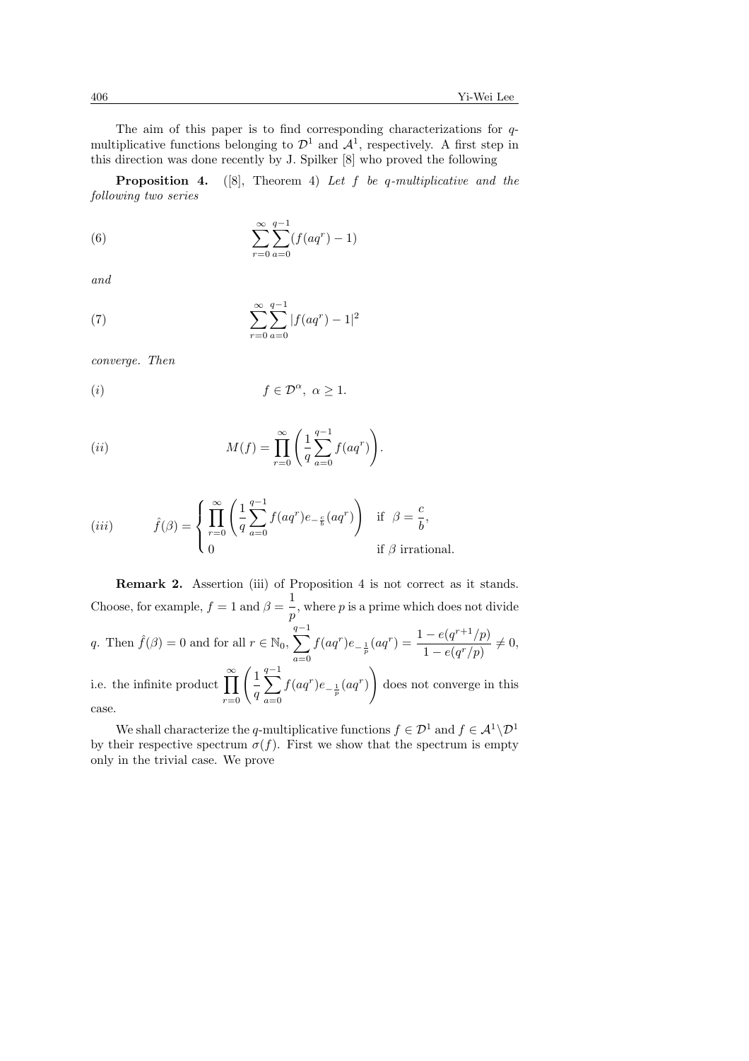The aim of this paper is to find corresponding characterizations for $q$-multiplicative functions belonging to $\mathcal{D}^1$ and $\mathcal{A}^1$, respectively. A first step in this direction was done recently by J. Spilker [8] who proved the following

**Proposition 4.** ([8], Theorem 4) *Let $f$ be $q$-multiplicative and the following two series*

$$\sum_{r=0}^{\infty}\sum_{a=0}^{q-1}(f(aq^r)-1) \tag{6}$$

*and*

$$\sum_{r=0}^{\infty}\sum_{a=0}^{q-1}|f(aq^r)-1|^2 \tag{7}$$

*converge. Then*

$$f\in\mathcal{D}^{\alpha},\ \alpha\geq 1. \tag{$i$}$$

$$M(f)=\prod_{r=0}^{\infty}\left(\frac{1}{q}\sum_{a=0}^{q-1}f(aq^r)\right). \tag{$ii$}$$

$$\hat{f}(\beta)=\begin{cases}\displaystyle\prod_{r=0}^{\infty}\left(\frac{1}{q}\sum_{a=0}^{q-1}f(aq^r)e_{-\frac{c}{b}}(aq^r)\right) & \text{if } \beta=\dfrac{c}{b},\\ 0 & \text{if } \beta \text{ irrational.}\end{cases} \tag{$iii$}$$

**Remark 2.** Assertion (iii) of Proposition 4 is not correct as it stands. Choose, for example, $f=1$ and $\beta=\dfrac{1}{p}$, where $p$ is a prime which does not divide $q$. Then $\hat{f}(\beta)=0$ and for all $r\in\mathbb{N}_0$, $\displaystyle\sum_{a=0}^{q-1}f(aq^r)e_{-\frac{1}{p}}(aq^r)=\frac{1-e(q^{r+1}/p)}{1-e(q^r/p)}\neq 0$, i.e. the infinite product $\displaystyle\prod_{r=0}^{\infty}\left(\frac{1}{q}\sum_{a=0}^{q-1}f(aq^r)e_{-\frac{1}{p}}(aq^r)\right)$ does not converge in this case.

We shall characterize the $q$-multiplicative functions $f\in\mathcal{D}^1$ and $f\in\mathcal{A}^1\backslash\mathcal{D}^1$ by their respective spectrum $\sigma(f)$. First we show that the spectrum is empty only in the trivial case. We prove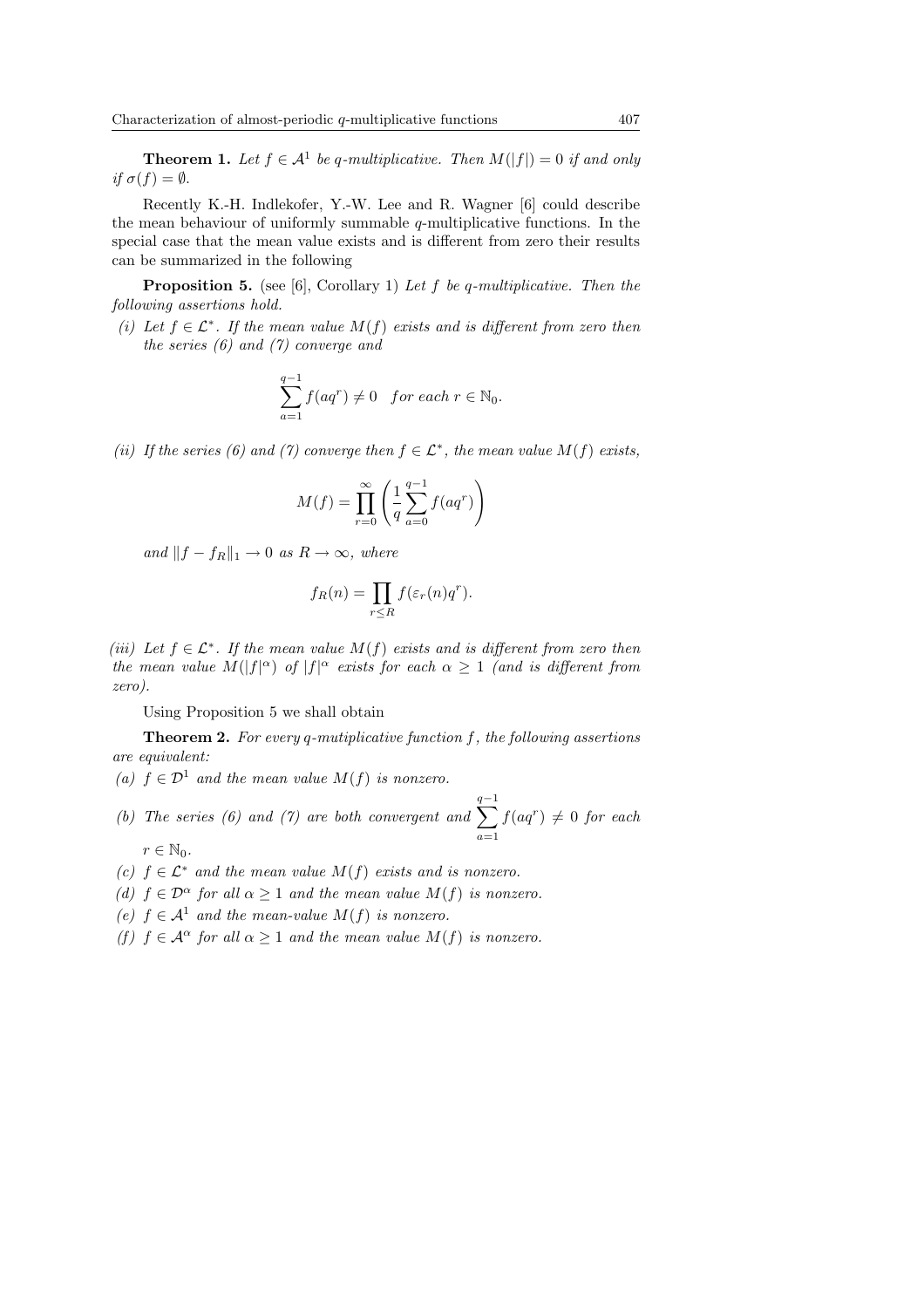**Theorem 1.** *Let $f \in \mathcal{A}^1$ be $q$-multiplicative. Then $M(|f|) = 0$ if and only if $\sigma(f) = \emptyset$.*

Recently K.-H. Indlekofer, Y.-W. Lee and R. Wagner [6] could describe the mean behaviour of uniformly summable $q$-multiplicative functions. In the special case that the mean value exists and is different from zero their results can be summarized in the following

**Proposition 5.** (see [6], Corollary 1) *Let $f$ be $q$-multiplicative. Then the following assertions hold.*

*(i) Let $f \in \mathcal{L}^*$. If the mean value $M(f)$ exists and is different from zero then the series (6) and (7) converge and*

$$\sum_{a=1}^{q-1} f(aq^r) \neq 0 \quad \text{for each } r \in \mathbb{N}_0.$$

*(ii) If the series (6) and (7) converge then $f \in \mathcal{L}^*$, the mean value $M(f)$ exists,*

$$M(f) = \prod_{r=0}^{\infty} \left( \frac{1}{q} \sum_{a=0}^{q-1} f(aq^r) \right)$$

*and $\|f - f_R\|_1 \to 0$ as $R \to \infty$, where*

$$f_R(n) = \prod_{r \leq R} f(\varepsilon_r(n) q^r).$$

*(iii) Let $f \in \mathcal{L}^*$. If the mean value $M(f)$ exists and is different from zero then the mean value $M(|f|^\alpha)$ of $|f|^\alpha$ exists for each $\alpha \geq 1$ (and is different from zero).*

Using Proposition 5 we shall obtain

**Theorem 2.** *For every $q$-mutiplicative function $f$, the following assertions are equivalent:*

*(a) $f \in \mathcal{D}^1$ and the mean value $M(f)$ is nonzero.*

*(b) The series (6) and (7) are both convergent and $\sum_{a=1}^{q-1} f(aq^r) \neq 0$ for each $r \in \mathbb{N}_0$.*

*(c) $f \in \mathcal{L}^*$ and the mean value $M(f)$ exists and is nonzero.*

*(d) $f \in \mathcal{D}^\alpha$ for all $\alpha \geq 1$ and the mean value $M(f)$ is nonzero.*

*(e) $f \in \mathcal{A}^1$ and the mean-value $M(f)$ is nonzero.*

*(f) $f \in \mathcal{A}^\alpha$ for all $\alpha \geq 1$ and the mean value $M(f)$ is nonzero.*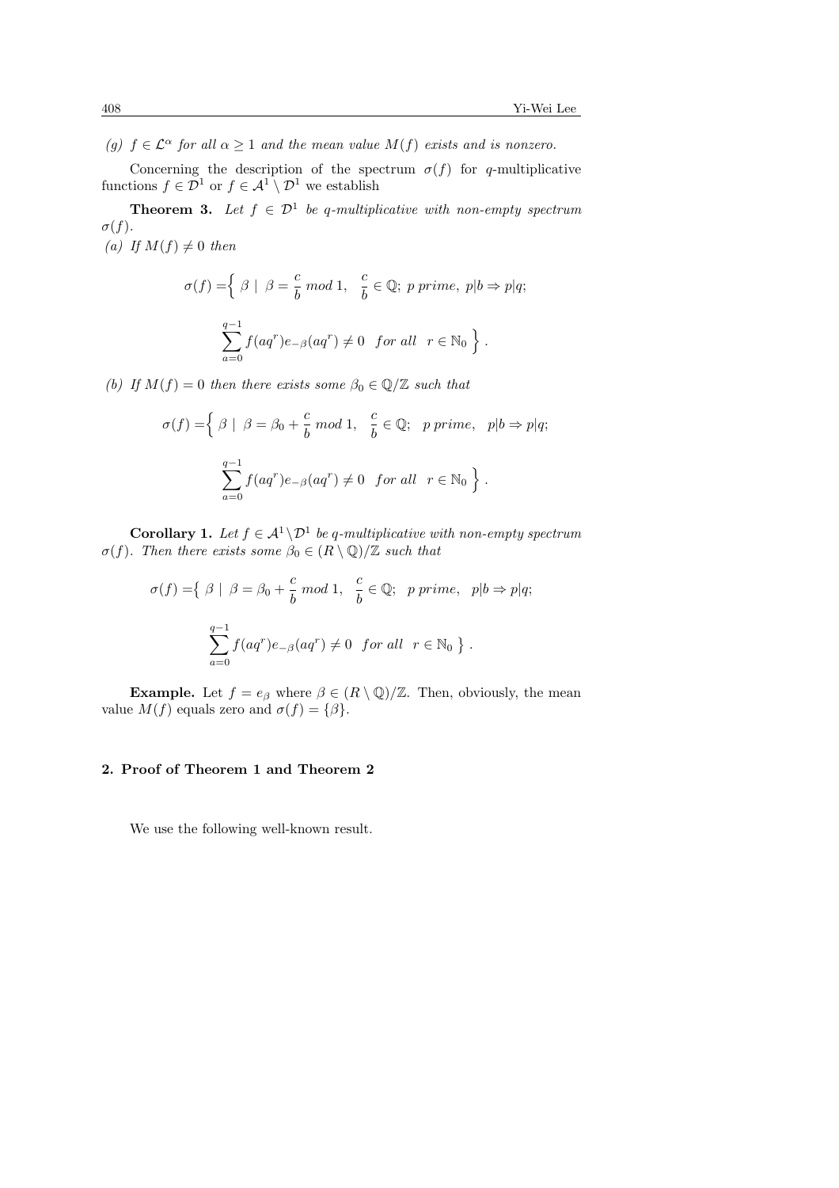*(g)* $f \in \mathcal{L}^\alpha$ *for all* $\alpha \geq 1$ *and the mean value* $M(f)$ *exists and is nonzero.*

Concerning the description of the spectrum $\sigma(f)$ for $q$-multiplicative functions $f \in \mathcal{D}^1$ or $f \in \mathcal{A}^1 \setminus \mathcal{D}^1$ we establish

**Theorem 3.** *Let* $f \in \mathcal{D}^1$ *be* $q$*-multiplicative with non-empty spectrum* $\sigma(f)$.

*(a) If* $M(f) \neq 0$ *then*

$$\sigma(f) = \Big\{ \beta \mid \beta = \frac{c}{b} \bmod 1, \quad \frac{c}{b} \in \mathbb{Q};\ p \text{ prime},\ p|b \Rightarrow p|q;$$

$$\sum_{a=0}^{q-1} f(aq^r) e_{-\beta}(aq^r) \neq 0 \quad \text{for all} \quad r \in \mathbb{N}_0 \Big\} .$$

*(b) If* $M(f) = 0$ *then there exists some* $\beta_0 \in \mathbb{Q}/\mathbb{Z}$ *such that*

$$\sigma(f) = \Big\{ \beta \mid \beta = \beta_0 + \frac{c}{b} \bmod 1, \quad \frac{c}{b} \in \mathbb{Q}; \quad p \text{ prime}, \quad p|b \Rightarrow p|q;$$

$$\sum_{a=0}^{q-1} f(aq^r) e_{-\beta}(aq^r) \neq 0 \quad \text{for all} \quad r \in \mathbb{N}_0 \Big\} .$$

**Corollary 1.** *Let* $f \in \mathcal{A}^1 \setminus \mathcal{D}^1$ *be* $q$*-multiplicative with non-empty spectrum* $\sigma(f)$*. Then there exists some* $\beta_0 \in (R \setminus \mathbb{Q})/\mathbb{Z}$ *such that*

$$\sigma(f) = \{ \beta \mid \beta = \beta_0 + \frac{c}{b} \bmod 1, \quad \frac{c}{b} \in \mathbb{Q}; \quad p \text{ prime}, \quad p|b \Rightarrow p|q;$$

$$\sum_{a=0}^{q-1} f(aq^r) e_{-\beta}(aq^r) \neq 0 \quad \text{for all} \quad r \in \mathbb{N}_0 \} .$$

**Example.** Let $f = e_\beta$ where $\beta \in (R \setminus \mathbb{Q})/\mathbb{Z}$. Then, obviously, the mean value $M(f)$ equals zero and $\sigma(f) = \{\beta\}$.

## 2. Proof of Theorem 1 and Theorem 2

We use the following well-known result.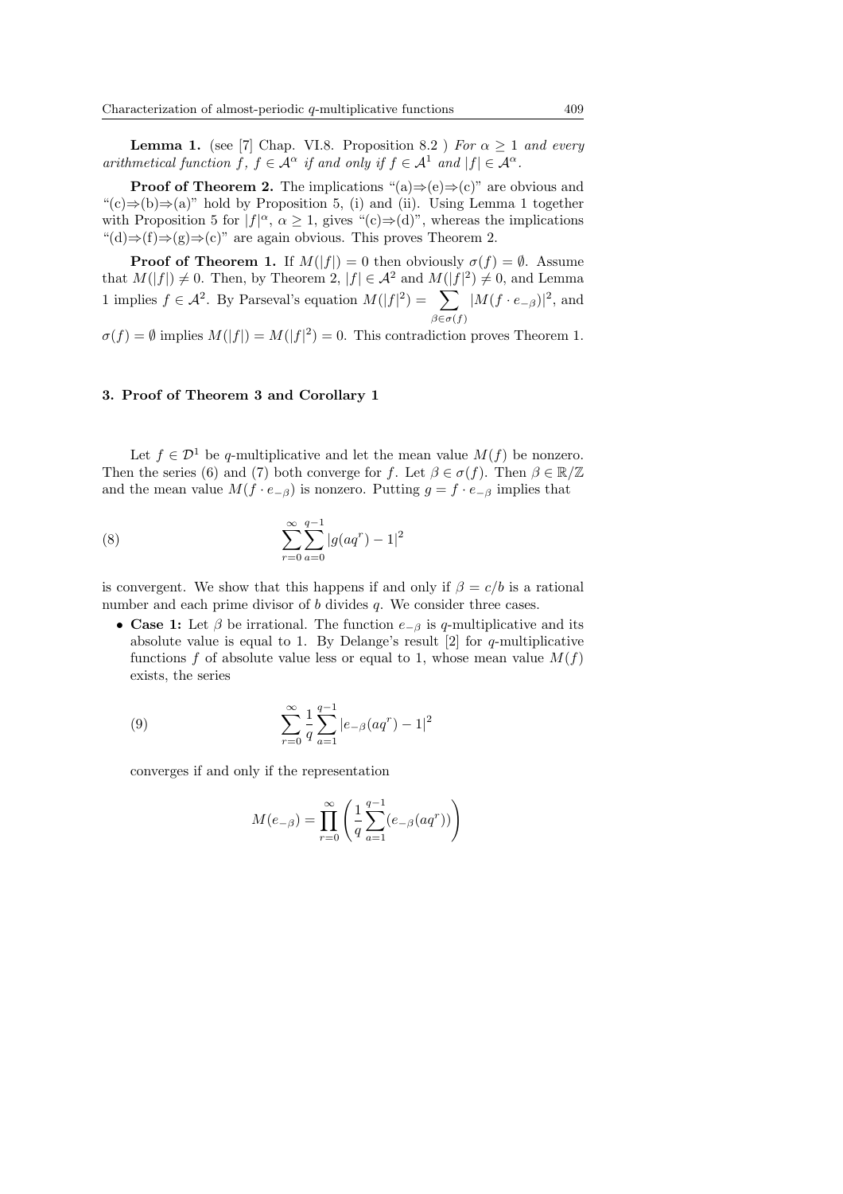**Lemma 1.** (see [7] Chap. VI.8. Proposition 8.2 ) *For $\alpha \geq 1$ and every arithmetical function $f$, $f \in \mathcal{A}^\alpha$ if and only if $f \in \mathcal{A}^1$ and $|f| \in \mathcal{A}^\alpha$.*

**Proof of Theorem 2.** The implications "(a)⇒(e)⇒(c)" are obvious and "(c)⇒(b)⇒(a)" hold by Proposition 5, (i) and (ii). Using Lemma 1 together with Proposition 5 for $|f|^\alpha$, $\alpha \geq 1$, gives "(c)⇒(d)", whereas the implications "(d)⇒(f)⇒(g)⇒(c)" are again obvious. This proves Theorem 2.

**Proof of Theorem 1.** If $M(|f|) = 0$ then obviously $\sigma(f) = \emptyset$. Assume that $M(|f|) \neq 0$. Then, by Theorem 2, $|f| \in \mathcal{A}^2$ and $M(|f|^2) \neq 0$, and Lemma 1 implies $f \in \mathcal{A}^2$. By Parseval's equation $M(|f|^2) = \sum_{\beta \in \sigma(f)} |M(f \cdot e_{-\beta})|^2$, and $\sigma(f) = \emptyset$ implies $M(|f|) = M(|f|^2) = 0$. This contradiction proves Theorem 1.

## 3. Proof of Theorem 3 and Corollary 1

Let $f \in \mathcal{D}^1$ be $q$-multiplicative and let the mean value $M(f)$ be nonzero. Then the series (6) and (7) both converge for $f$. Let $\beta \in \sigma(f)$. Then $\beta \in \mathbb{R}/\mathbb{Z}$ and the mean value $M(f \cdot e_{-\beta})$ is nonzero. Putting $g = f \cdot e_{-\beta}$ implies that

$$\sum_{r=0}^{\infty} \sum_{a=0}^{q-1} |g(aq^r) - 1|^2 \tag{8}$$

is convergent. We show that this happens if and only if $\beta = c/b$ is a rational number and each prime divisor of $b$ divides $q$. We consider three cases.

- **Case 1:** Let $\beta$ be irrational. The function $e_{-\beta}$ is $q$-multiplicative and its absolute value is equal to 1. By Delange's result [2] for $q$-multiplicative functions $f$ of absolute value less or equal to 1, whose mean value $M(f)$ exists, the series

$$\sum_{r=0}^{\infty} \frac{1}{q} \sum_{a=1}^{q-1} |e_{-\beta}(aq^r) - 1|^2 \tag{9}$$

converges if and only if the representation

$$M(e_{-\beta}) = \prod_{r=0}^{\infty} \left( \frac{1}{q} \sum_{a=1}^{q-1} (e_{-\beta}(aq^r)) \right)$$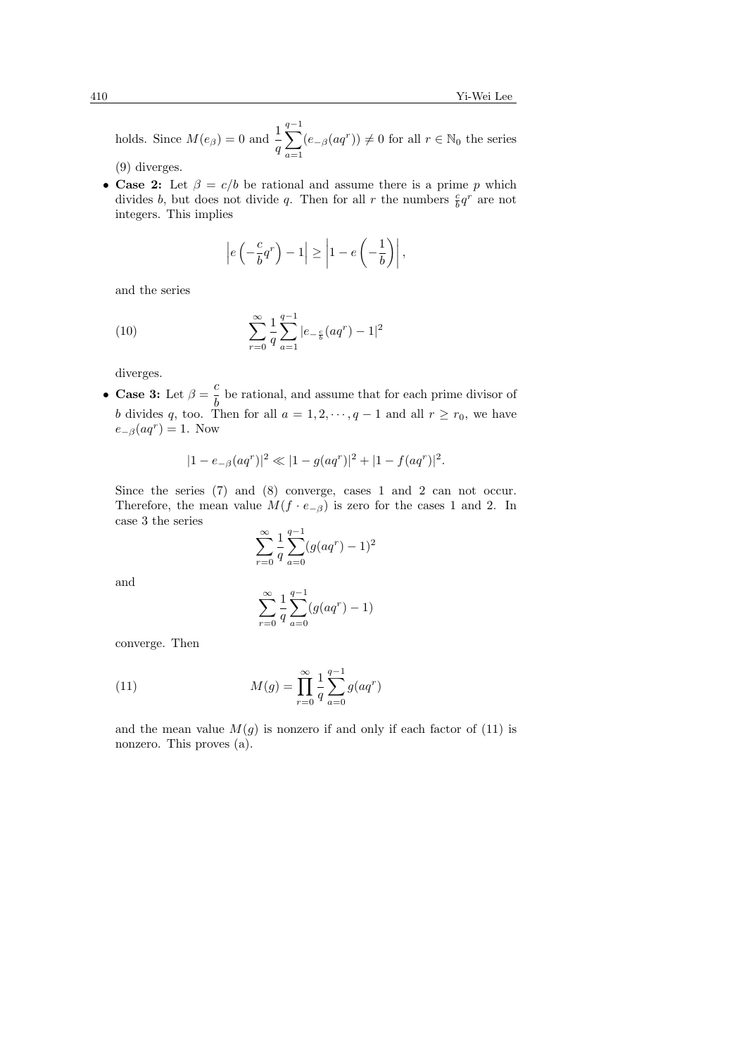holds. Since $M(e_\beta) = 0$ and $\frac{1}{q}\sum_{a=1}^{q-1}(e_{-\beta}(aq^r)) \neq 0$ for all $r \in \mathbb{N}_0$ the series (9) diverges.

- **Case 2:** Let $\beta = c/b$ be rational and assume there is a prime $p$ which divides $b$, but does not divide $q$. Then for all $r$ the numbers $\frac{c}{b}q^r$ are not integers. This implies

$$\left| e\left(-\frac{c}{b}q^r\right) - 1\right| \geq \left|1 - e\left(-\frac{1}{b}\right)\right|,$$

and the series

$$\sum_{r=0}^{\infty}\frac{1}{q}\sum_{a=1}^{q-1}|e_{-\frac{c}{b}}(aq^r) - 1|^2 \tag{10}$$

diverges.

- **Case 3:** Let $\beta = \dfrac{c}{b}$ be rational, and assume that for each prime divisor of $b$ divides $q$, too. Then for all $a = 1, 2, \cdots, q-1$ and all $r \geq r_0$, we have $e_{-\beta}(aq^r) = 1$. Now

$$|1 - e_{-\beta}(aq^r)|^2 \ll |1 - g(aq^r)|^2 + |1 - f(aq^r)|^2.$$

Since the series (7) and (8) converge, cases 1 and 2 can not occur. Therefore, the mean value $M(f \cdot e_{-\beta})$ is zero for the cases 1 and 2. In case 3 the series

$$\sum_{r=0}^{\infty}\frac{1}{q}\sum_{a=0}^{q-1}(g(aq^r) - 1)^2$$

and

$$\sum_{r=0}^{\infty}\frac{1}{q}\sum_{a=0}^{q-1}(g(aq^r) - 1)$$

converge. Then

$$M(g) = \prod_{r=0}^{\infty}\frac{1}{q}\sum_{a=0}^{q-1}g(aq^r) \tag{11}$$

and the mean value $M(g)$ is nonzero if and only if each factor of (11) is nonzero. This proves (a).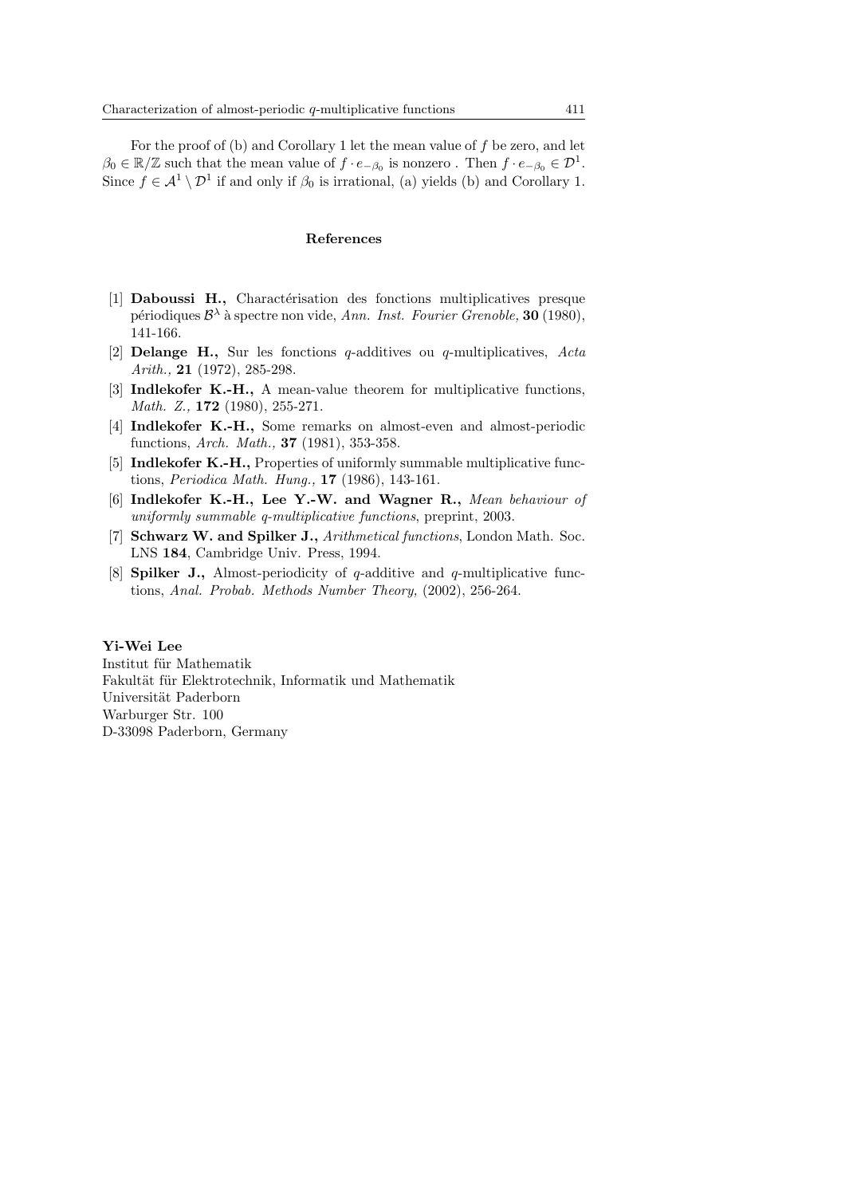For the proof of (b) and Corollary 1 let the mean value of $f$ be zero, and let $\beta_0 \in \mathbb{R}/\mathbb{Z}$ such that the mean value of $f \cdot e_{-\beta_0}$ is nonzero . Then $f \cdot e_{-\beta_0} \in \mathcal{D}^1$. Since $f \in \mathcal{A}^1 \setminus \mathcal{D}^1$ if and only if $\beta_0$ is irrational, (a) yields (b) and Corollary 1.

## References

[1] **Daboussi H.,** Charactérisation des fonctions multiplicatives presque périodiques $\mathcal{B}^\lambda$ à spectre non vide, *Ann. Inst. Fourier Grenoble,* **30** (1980), 141-166.

[2] **Delange H.,** Sur les fonctions $q$-additives ou $q$-multiplicatives, *Acta Arith.,* **21** (1972), 285-298.

[3] **Indlekofer K.-H.,** A mean-value theorem for multiplicative functions, *Math. Z.,* **172** (1980), 255-271.

[4] **Indlekofer K.-H.,** Some remarks on almost-even and almost-periodic functions, *Arch. Math.,* **37** (1981), 353-358.

[5] **Indlekofer K.-H.,** Properties of uniformly summable multiplicative functions, *Periodica Math. Hung.,* **17** (1986), 143-161.

[6] **Indlekofer K.-H., Lee Y.-W. and Wagner R.,** *Mean behaviour of uniformly summable q-multiplicative functions*, preprint, 2003.

[7] **Schwarz W. and Spilker J.,** *Arithmetical functions*, London Math. Soc. LNS **184**, Cambridge Univ. Press, 1994.

[8] **Spilker J.,** Almost-periodicity of $q$-additive and $q$-multiplicative functions, *Anal. Probab. Methods Number Theory,* (2002), 256-264.

**Yi-Wei Lee**
Institut für Mathematik
Fakultät für Elektrotechnik, Informatik und Mathematik
Universität Paderborn
Warburger Str. 100
D-33098 Paderborn, Germany